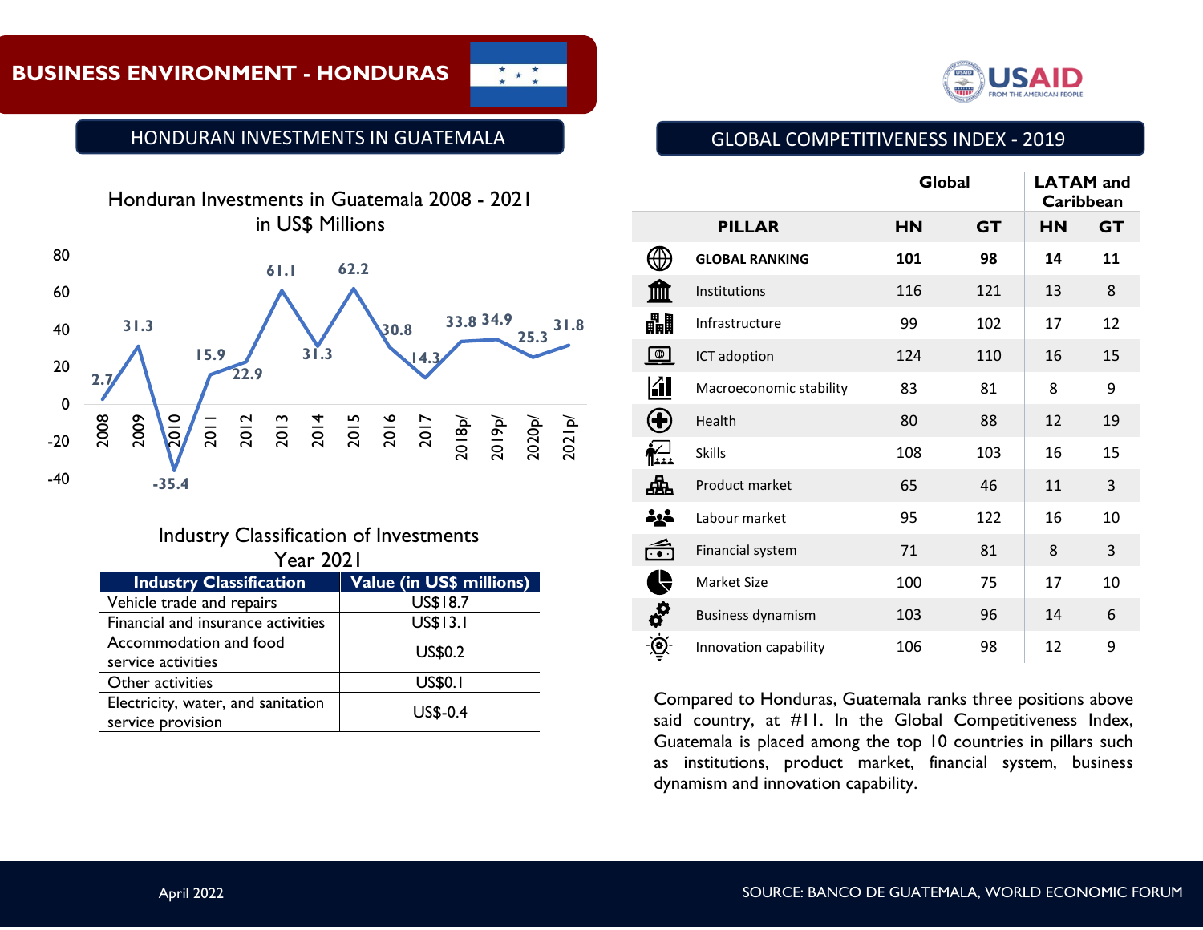# BUSINESS ENVIRONMENT - HONDURAS

## HONDURAN INVESTMENTS IN GUATEMALA

Honduran Investments in Guatemala 2008 - 2021
in US$ Millions

| Year | Value |
|---|---|
| 2008 | 2.7 |
| 2009 | 31.3 |
| 2010 | -35.4 |
| 2011 | 15.9 |
| 2012 | 22.9 |
| 2013 | 61.1 |
| 2014 | 31.3 |
| 2015 | 62.2 |
| 2016 | 30.8 |
| 2017 | 14.3 |
| 2018p/ | 33.8 |
| 2019p/ | 34.9 |
| 2020p/ | 25.3 |
| 2021p/ | 31.8 |

Industry Classification of Investments
Year 2021

| Industry Classification | Value (in US$ millions) |
|---|---|
| Vehicle trade and repairs | US$18.7 |
| Financial and insurance activities | US$13.1 |
| Accommodation and food service activities | US$0.2 |
| Other activities | US$0.1 |
| Electricity, water, and sanitation service provision | US$-0.4 |

## GLOBAL COMPETITIVENESS INDEX - 2019

| | Global | | LATAM and Caribbean | |
|---|---|---|---|---|
| **PILLAR** | **HN** | **GT** | **HN** | **GT** |
| **GLOBAL RANKING** | **101** | **98** | **14** | **11** |
| Institutions | 116 | 121 | 13 | 8 |
| Infrastructure | 99 | 102 | 17 | 12 |
| ICT adoption | 124 | 110 | 16 | 15 |
| Macroeconomic stability | 83 | 81 | 8 | 9 |
| Health | 80 | 88 | 12 | 19 |
| Skills | 108 | 103 | 16 | 15 |
| Product market | 65 | 46 | 11 | 3 |
| Labour market | 95 | 122 | 16 | 10 |
| Financial system | 71 | 81 | 8 | 3 |
| Market Size | 100 | 75 | 17 | 10 |
| Business dynamism | 103 | 96 | 14 | 6 |
| Innovation capability | 106 | 98 | 12 | 9 |

Compared to Honduras, Guatemala ranks three positions above said country, at #11. In the Global Competitiveness Index, Guatemala is placed among the top 10 countries in pillars such as institutions, product market, financial system, business dynamism and innovation capability.

April 2022

SOURCE: BANCO DE GUATEMALA, WORLD ECONOMIC FORUM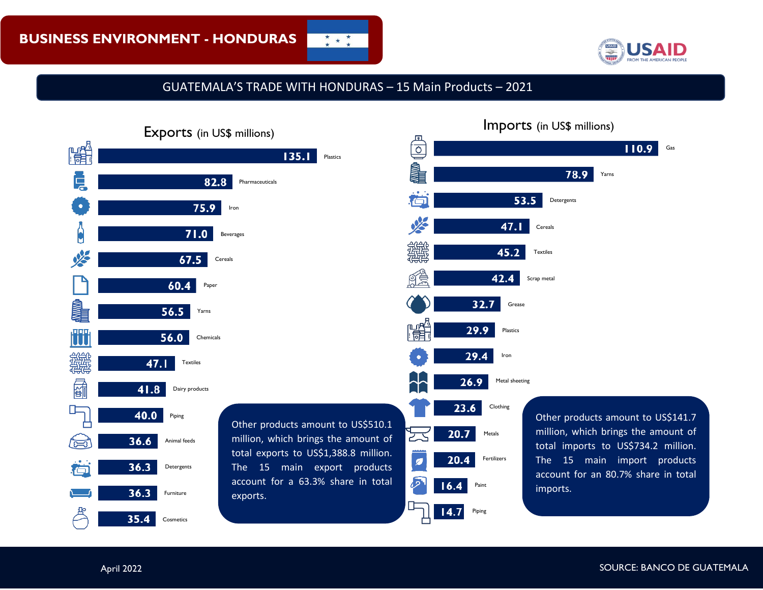# BUSINESS ENVIRONMENT - HONDURAS

## GUATEMALA'S TRADE WITH HONDURAS – 15 Main Products – 2021

### Exports (in US$ millions)

| Product | US$ millions |
|---|---|
| Plastics | 135.1 |
| Pharmaceuticals | 82.8 |
| Iron | 75.9 |
| Beverages | 71.0 |
| Cereals | 67.5 |
| Paper | 60.4 |
| Yarns | 56.5 |
| Chemicals | 56.0 |
| Textiles | 47.1 |
| Dairy products | 41.8 |
| Piping | 40.0 |
| Animal feeds | 36.6 |
| Detergents | 36.3 |
| Furniture | 36.3 |
| Cosmetics | 35.4 |

Other products amount to US$510.1 million, which brings the amount of total exports to US$1,388.8 million. The 15 main export products account for a 63.3% share in total exports.

### Imports (in US$ millions)

| Product | US$ millions |
|---|---|
| Gas | 110.9 |
| Yarns | 78.9 |
| Detergents | 53.5 |
| Cereals | 47.1 |
| Textiles | 45.2 |
| Scrap metal | 42.4 |
| Grease | 32.7 |
| Plastics | 29.9 |
| Iron | 29.4 |
| Metal sheeting | 26.9 |
| Clothing | 23.6 |
| Metals | 20.7 |
| Fertilizers | 20.4 |
| Paint | 16.4 |
| Piping | 14.7 |

Other products amount to US$141.7 million, which brings the amount of total imports to US$734.2 million. The 15 main import products account for an 80.7% share in total imports.

April 2022

SOURCE: BANCO DE GUATEMALA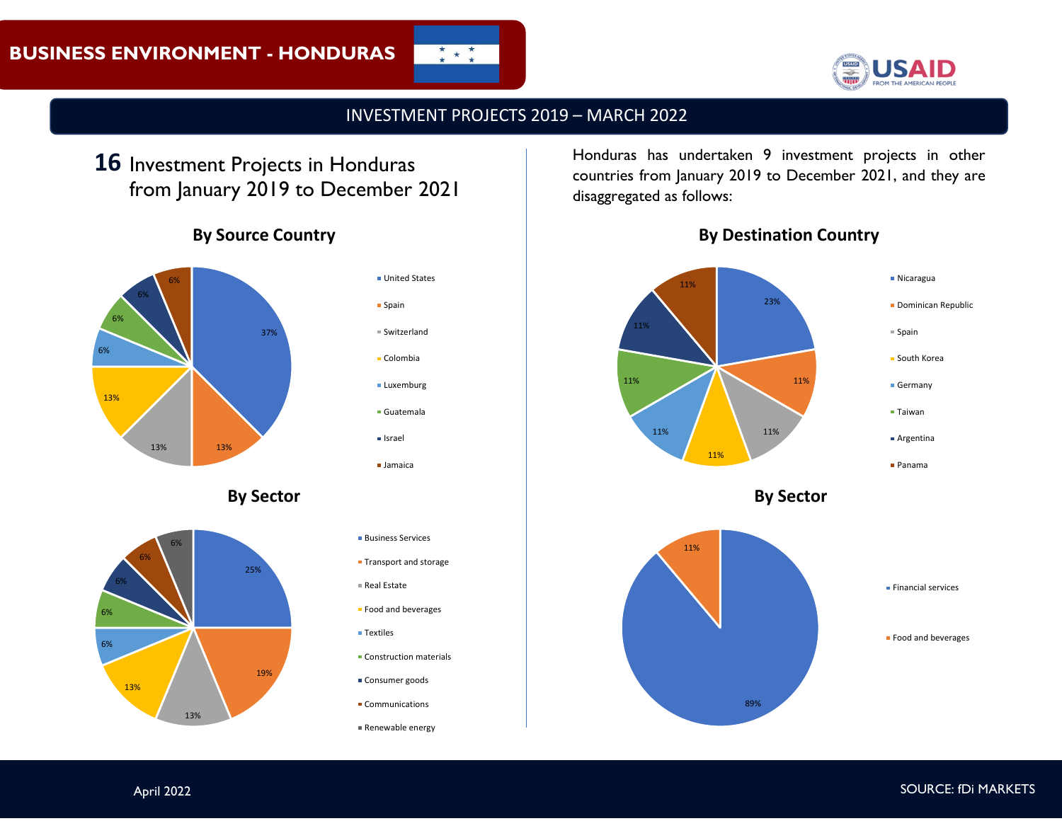# BUSINESS ENVIRONMENT - HONDURAS

## INVESTMENT PROJECTS 2019 – MARCH 2022

**16** Investment Projects in Honduras from January 2019 to December 2021

### By Source Country

| Country | Share |
|---|---|
| United States | 37% |
| Spain | 13% |
| Switzerland | 13% |
| Colombia | 13% |
| Luxemburg | 6% |
| Guatemala | 6% |
| Israel | 6% |
| Jamaica | 6% |

### By Sector

| Sector | Share |
|---|---|
| Business Services | 25% |
| Transport and storage | 19% |
| Real Estate | 13% |
| Food and beverages | 13% |
| Textiles | 6% |
| Construction materials | 6% |
| Consumer goods | 6% |
| Communications | 6% |
| Renewable energy | 6% |

Honduras has undertaken 9 investment projects in other countries from January 2019 to December 2021, and they are disaggregated as follows:

### By Destination Country

| Country | Share |
|---|---|
| Nicaragua | 23% |
| Dominican Republic | 11% |
| Spain | 11% |
| South Korea | 11% |
| Germany | 11% |
| Taiwan | 11% |
| Argentina | 11% |
| Panama | 11% |

### By Sector

| Sector | Share |
|---|---|
| Financial services | 89% |
| Food and beverages | 11% |

April 2022

SOURCE: fDi MARKETS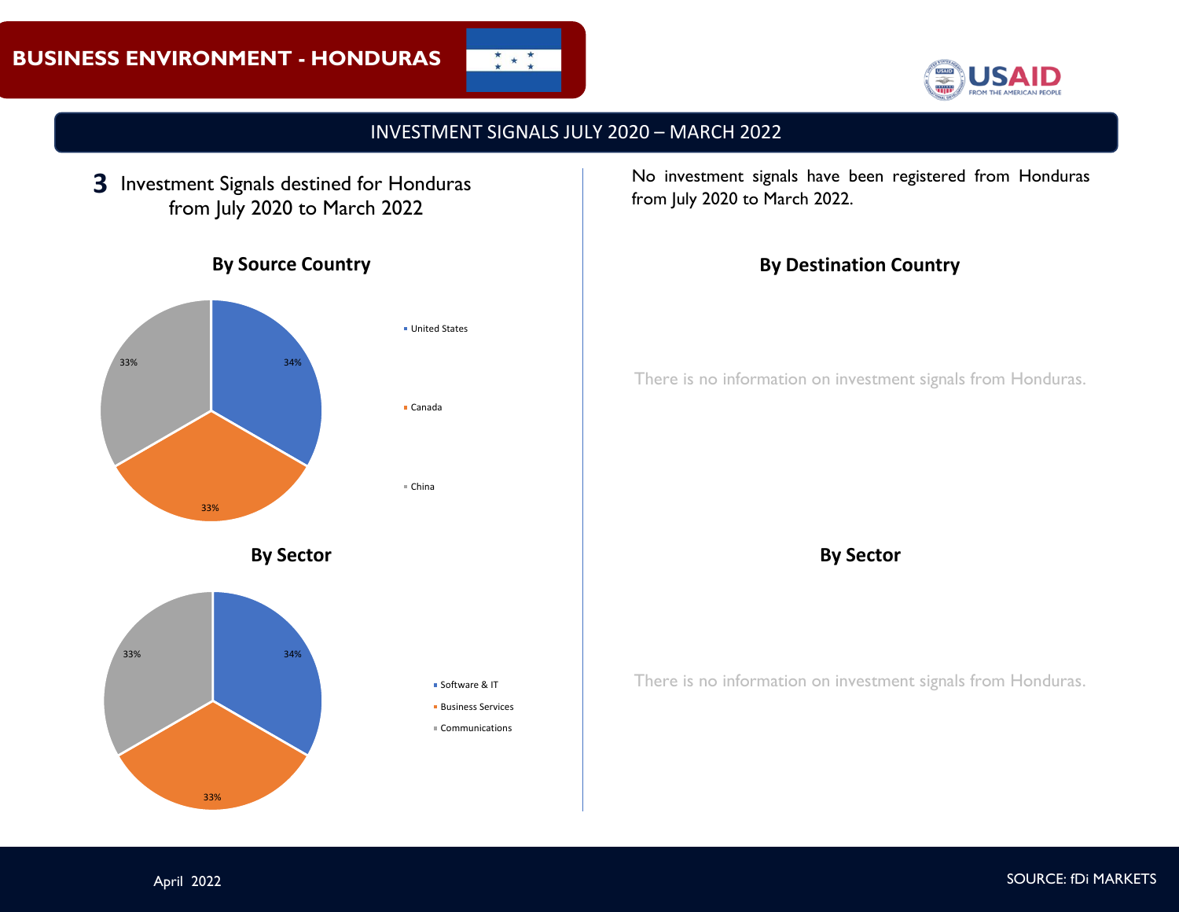# BUSINESS ENVIRONMENT - HONDURAS

## INVESTMENT SIGNALS JULY 2020 – MARCH 2022

**3** Investment Signals destined for Honduras from July 2020 to March 2022

### By Source Country

| Source Country | Share |
|---|---|
| United States | 34% |
| Canada | 33% |
| China | 33% |

### By Sector

| Sector | Share |
|---|---|
| Software & IT | 34% |
| Business Services | 33% |
| Communications | 33% |

No investment signals have been registered from Honduras from July 2020 to March 2022.

### By Destination Country

There is no information on investment signals from Honduras.

### By Sector

There is no information on investment signals from Honduras.

April 2022

SOURCE: fDi MARKETS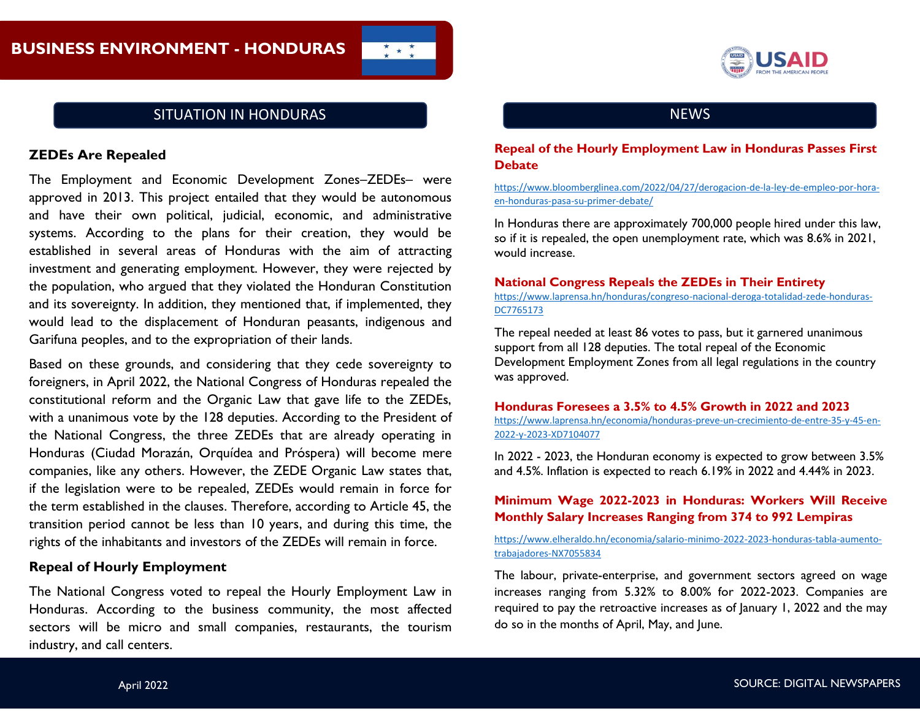# BUSINESS ENVIRONMENT - HONDURAS

## SITUATION IN HONDURAS

### ZEDEs Are Repealed

The Employment and Economic Development Zones–ZEDEs– were approved in 2013. This project entailed that they would be autonomous and have their own political, judicial, economic, and administrative systems. According to the plans for their creation, they would be established in several areas of Honduras with the aim of attracting investment and generating employment. However, they were rejected by the population, who argued that they violated the Honduran Constitution and its sovereignty. In addition, they mentioned that, if implemented, they would lead to the displacement of Honduran peasants, indigenous and Garifuna peoples, and to the expropriation of their lands.

Based on these grounds, and considering that they cede sovereignty to foreigners, in April 2022, the National Congress of Honduras repealed the constitutional reform and the Organic Law that gave life to the ZEDEs, with a unanimous vote by the 128 deputies. According to the President of the National Congress, the three ZEDEs that are already operating in Honduras (Ciudad Morazán, Orquídea and Próspera) will become mere companies, like any others. However, the ZEDE Organic Law states that, if the legislation were to be repealed, ZEDEs would remain in force for the term established in the clauses. Therefore, according to Article 45, the transition period cannot be less than 10 years, and during this time, the rights of the inhabitants and investors of the ZEDEs will remain in force.

### Repeal of Hourly Employment

The National Congress voted to repeal the Hourly Employment Law in Honduras. According to the business community, the most affected sectors will be micro and small companies, restaurants, the tourism industry, and call centers.

## NEWS

### Repeal of the Hourly Employment Law in Honduras Passes First Debate

https://www.bloomberglinea.com/2022/04/27/derogacion-de-la-ley-de-empleo-por-hora-en-honduras-pasa-su-primer-debate/

In Honduras there are approximately 700,000 people hired under this law, so if it is repealed, the open unemployment rate, which was 8.6% in 2021, would increase.

### National Congress Repeals the ZEDEs in Their Entirety

https://www.laprensa.hn/honduras/congreso-nacional-deroga-totalidad-zede-honduras-DC7765173

The repeal needed at least 86 votes to pass, but it garnered unanimous support from all 128 deputies. The total repeal of the Economic Development Employment Zones from all legal regulations in the country was approved.

### Honduras Foresees a 3.5% to 4.5% Growth in 2022 and 2023

https://www.laprensa.hn/economia/honduras-preve-un-crecimiento-de-entre-35-y-45-en-2022-y-2023-XD7104077

In 2022 - 2023, the Honduran economy is expected to grow between 3.5% and 4.5%. Inflation is expected to reach 6.19% in 2022 and 4.44% in 2023.

### Minimum Wage 2022-2023 in Honduras: Workers Will Receive Monthly Salary Increases Ranging from 374 to 992 Lempiras

https://www.elheraldo.hn/economia/salario-minimo-2022-2023-honduras-tabla-aumento-trabajadores-NX7055834

The labour, private-enterprise, and government sectors agreed on wage increases ranging from 5.32% to 8.00% for 2022-2023. Companies are required to pay the retroactive increases as of January 1, 2022 and the may do so in the months of April, May, and June.

April 2022

SOURCE: DIGITAL NEWSPAPERS